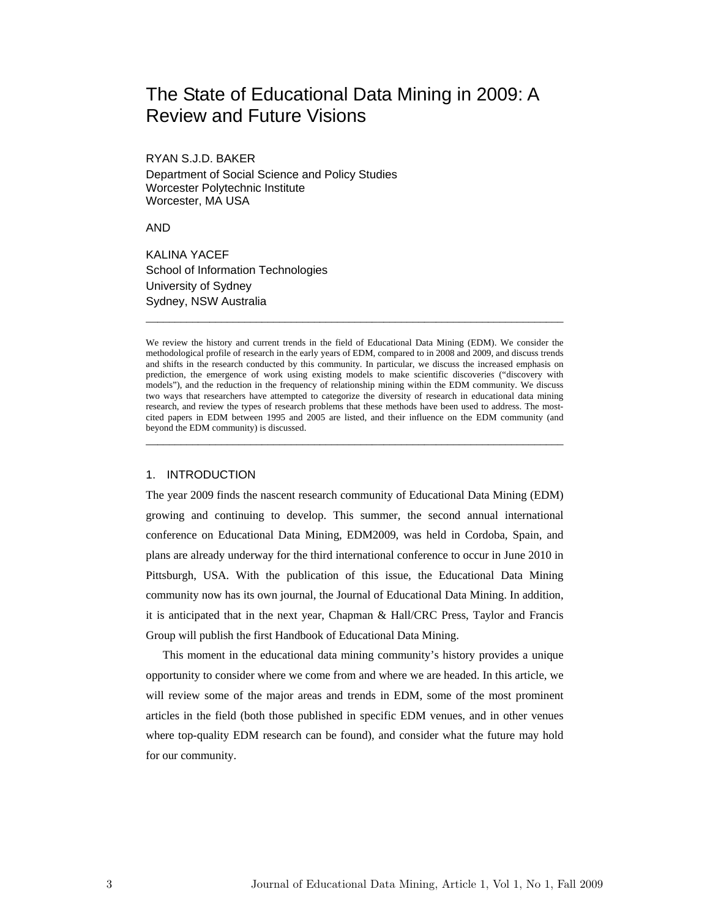# The State of Educational Data Mining in 2009: A Review and Future Visions

RYAN S.J.D. BAKER
Department of Social Science and Policy Studies
Worcester Polytechnic Institute
Worcester, MA USA

AND

KALINA YACEF
School of Information Technologies
University of Sydney
Sydney, NSW Australia

---

We review the history and current trends in the field of Educational Data Mining (EDM). We consider the methodological profile of research in the early years of EDM, compared to in 2008 and 2009, and discuss trends and shifts in the research conducted by this community. In particular, we discuss the increased emphasis on prediction, the emergence of work using existing models to make scientific discoveries ("discovery with models"), and the reduction in the frequency of relationship mining within the EDM community. We discuss two ways that researchers have attempted to categorize the diversity of research in educational data mining research, and review the types of research problems that these methods have been used to address. The most-cited papers in EDM between 1995 and 2005 are listed, and their influence on the EDM community (and beyond the EDM community) is discussed.

---

## 1. INTRODUCTION

The year 2009 finds the nascent research community of Educational Data Mining (EDM) growing and continuing to develop. This summer, the second annual international conference on Educational Data Mining, EDM2009, was held in Cordoba, Spain, and plans are already underway for the third international conference to occur in June 2010 in Pittsburgh, USA. With the publication of this issue, the Educational Data Mining community now has its own journal, the Journal of Educational Data Mining. In addition, it is anticipated that in the next year, Chapman & Hall/CRC Press, Taylor and Francis Group will publish the first Handbook of Educational Data Mining.

This moment in the educational data mining community's history provides a unique opportunity to consider where we come from and where we are headed. In this article, we will review some of the major areas and trends in EDM, some of the most prominent articles in the field (both those published in specific EDM venues, and in other venues where top-quality EDM research can be found), and consider what the future may hold for our community.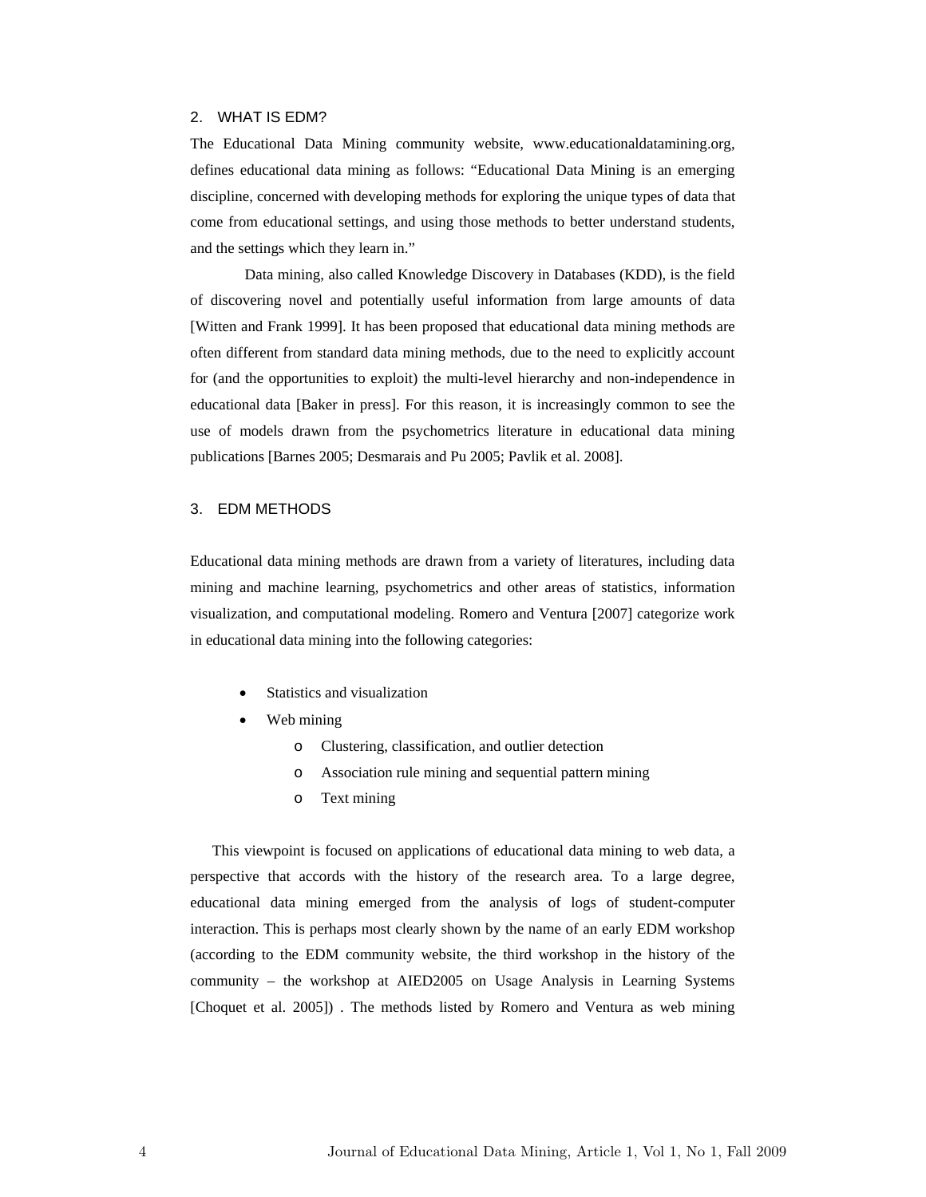## 2. WHAT IS EDM?

The Educational Data Mining community website, www.educationaldatamining.org, defines educational data mining as follows: "Educational Data Mining is an emerging discipline, concerned with developing methods for exploring the unique types of data that come from educational settings, and using those methods to better understand students, and the settings which they learn in."

Data mining, also called Knowledge Discovery in Databases (KDD), is the field of discovering novel and potentially useful information from large amounts of data [Witten and Frank 1999]. It has been proposed that educational data mining methods are often different from standard data mining methods, due to the need to explicitly account for (and the opportunities to exploit) the multi-level hierarchy and non-independence in educational data [Baker in press]. For this reason, it is increasingly common to see the use of models drawn from the psychometrics literature in educational data mining publications [Barnes 2005; Desmarais and Pu 2005; Pavlik et al. 2008].

## 3. EDM METHODS

Educational data mining methods are drawn from a variety of literatures, including data mining and machine learning, psychometrics and other areas of statistics, information visualization, and computational modeling. Romero and Ventura [2007] categorize work in educational data mining into the following categories:

- Statistics and visualization
- Web mining
  - Clustering, classification, and outlier detection
  - Association rule mining and sequential pattern mining
  - Text mining

This viewpoint is focused on applications of educational data mining to web data, a perspective that accords with the history of the research area. To a large degree, educational data mining emerged from the analysis of logs of student-computer interaction. This is perhaps most clearly shown by the name of an early EDM workshop (according to the EDM community website, the third workshop in the history of the community – the workshop at AIED2005 on Usage Analysis in Learning Systems [Choquet et al. 2005]) . The methods listed by Romero and Ventura as web mining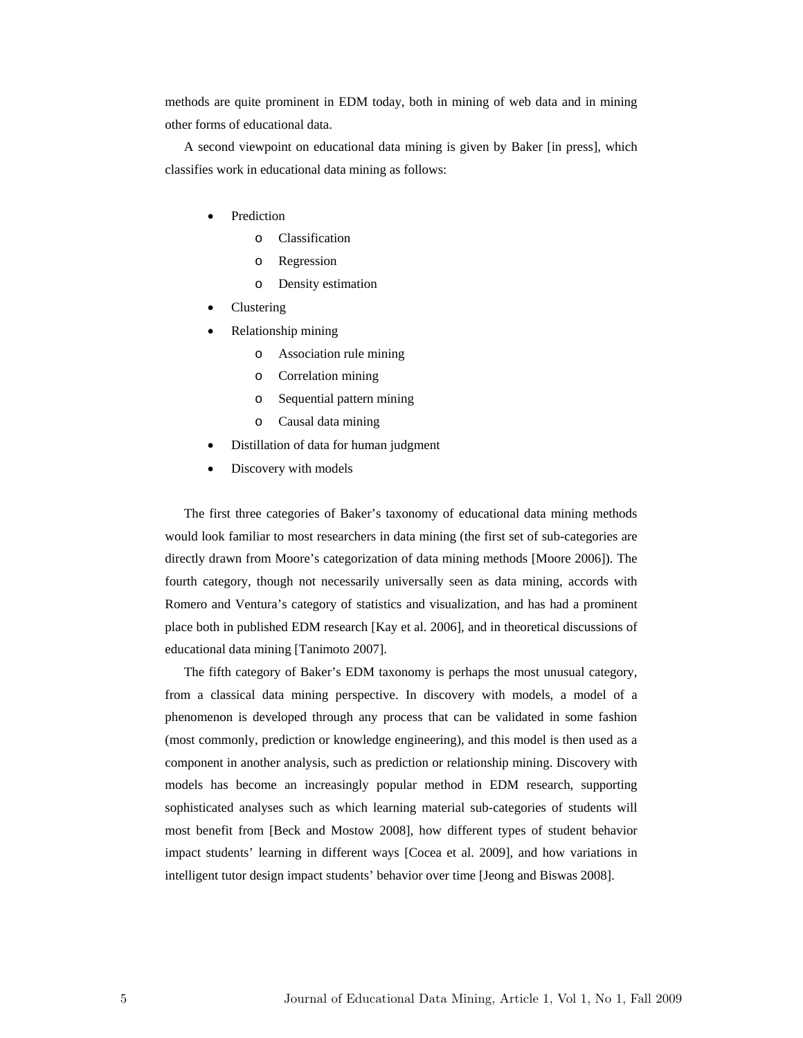methods are quite prominent in EDM today, both in mining of web data and in mining other forms of educational data.

A second viewpoint on educational data mining is given by Baker [in press], which classifies work in educational data mining as follows:

- Prediction
  - Classification
  - Regression
  - Density estimation
- Clustering
- Relationship mining
  - Association rule mining
  - Correlation mining
  - Sequential pattern mining
  - Causal data mining
- Distillation of data for human judgment
- Discovery with models

The first three categories of Baker's taxonomy of educational data mining methods would look familiar to most researchers in data mining (the first set of sub-categories are directly drawn from Moore's categorization of data mining methods [Moore 2006]). The fourth category, though not necessarily universally seen as data mining, accords with Romero and Ventura's category of statistics and visualization, and has had a prominent place both in published EDM research [Kay et al. 2006], and in theoretical discussions of educational data mining [Tanimoto 2007].

The fifth category of Baker's EDM taxonomy is perhaps the most unusual category, from a classical data mining perspective. In discovery with models, a model of a phenomenon is developed through any process that can be validated in some fashion (most commonly, prediction or knowledge engineering), and this model is then used as a component in another analysis, such as prediction or relationship mining. Discovery with models has become an increasingly popular method in EDM research, supporting sophisticated analyses such as which learning material sub-categories of students will most benefit from [Beck and Mostow 2008], how different types of student behavior impact students' learning in different ways [Cocea et al. 2009], and how variations in intelligent tutor design impact students' behavior over time [Jeong and Biswas 2008].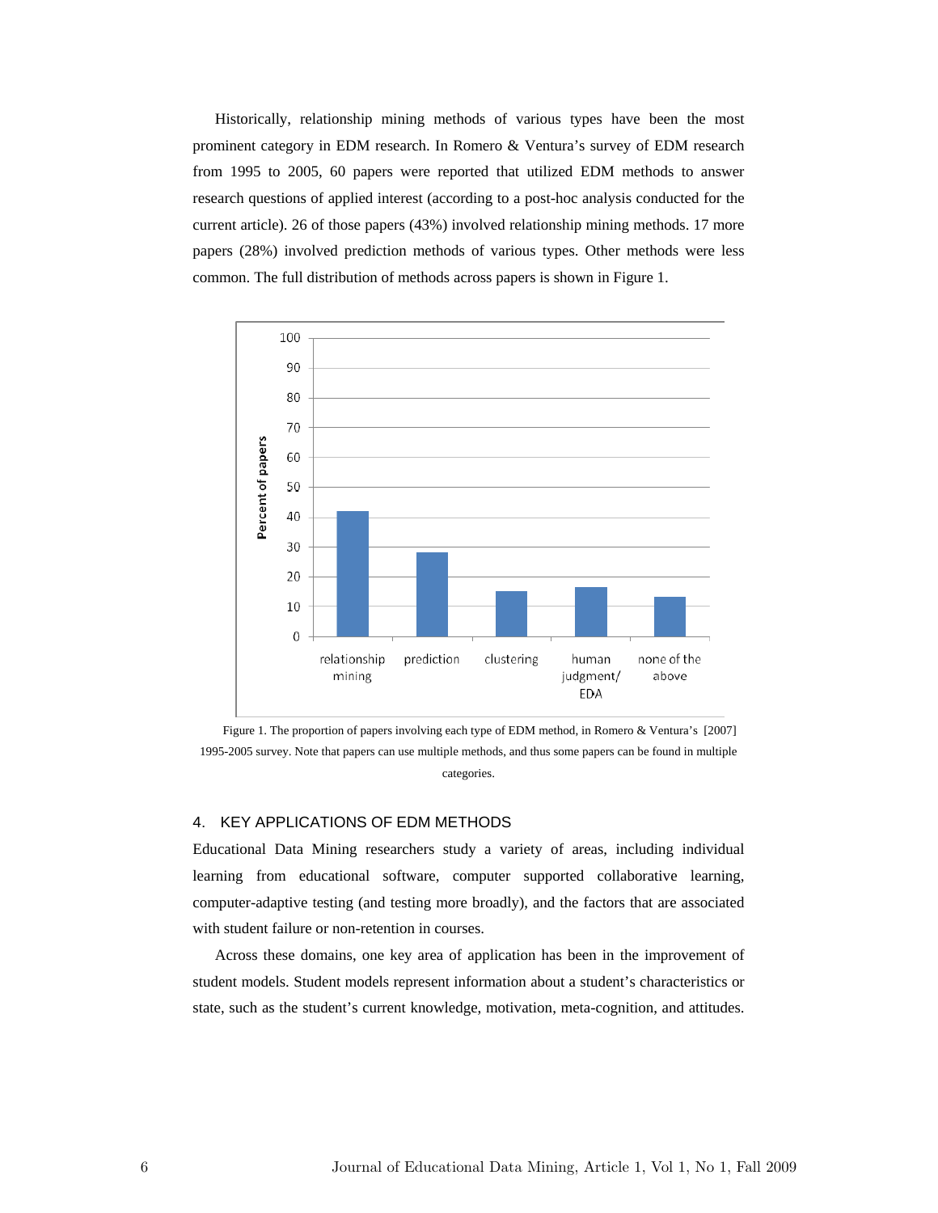Historically, relationship mining methods of various types have been the most prominent category in EDM research. In Romero & Ventura's survey of EDM research from 1995 to 2005, 60 papers were reported that utilized EDM methods to answer research questions of applied interest (according to a post-hoc analysis conducted for the current article). 26 of those papers (43%) involved relationship mining methods. 17 more papers (28%) involved prediction methods of various types. Other methods were less common. The full distribution of methods across papers is shown in Figure 1.

Figure 1. The proportion of papers involving each type of EDM method, in Romero & Ventura's [2007] 1995-2005 survey. Note that papers can use multiple methods, and thus some papers can be found in multiple categories.

## 4. KEY APPLICATIONS OF EDM METHODS

Educational Data Mining researchers study a variety of areas, including individual learning from educational software, computer supported collaborative learning, computer-adaptive testing (and testing more broadly), and the factors that are associated with student failure or non-retention in courses.

Across these domains, one key area of application has been in the improvement of student models. Student models represent information about a student's characteristics or state, such as the student's current knowledge, motivation, meta-cognition, and attitudes.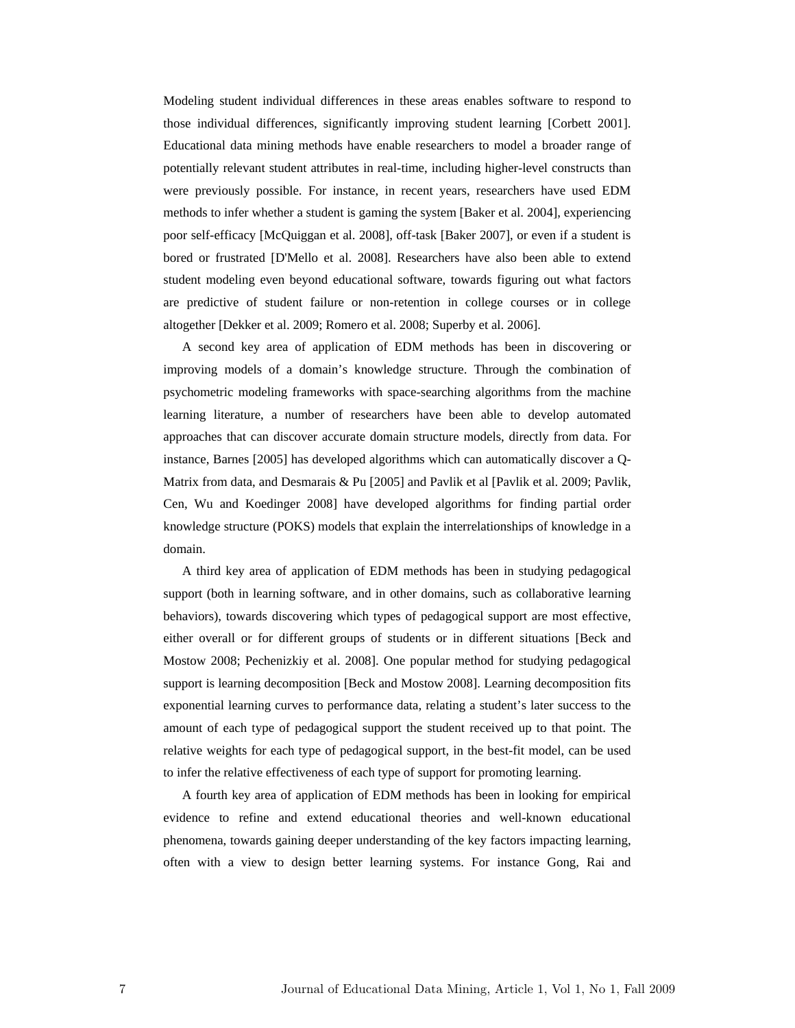Modeling student individual differences in these areas enables software to respond to those individual differences, significantly improving student learning [Corbett 2001]. Educational data mining methods have enable researchers to model a broader range of potentially relevant student attributes in real-time, including higher-level constructs than were previously possible. For instance, in recent years, researchers have used EDM methods to infer whether a student is gaming the system [Baker et al. 2004], experiencing poor self-efficacy [McQuiggan et al. 2008], off-task [Baker 2007], or even if a student is bored or frustrated [D'Mello et al. 2008]. Researchers have also been able to extend student modeling even beyond educational software, towards figuring out what factors are predictive of student failure or non-retention in college courses or in college altogether [Dekker et al. 2009; Romero et al. 2008; Superby et al. 2006].

A second key area of application of EDM methods has been in discovering or improving models of a domain's knowledge structure. Through the combination of psychometric modeling frameworks with space-searching algorithms from the machine learning literature, a number of researchers have been able to develop automated approaches that can discover accurate domain structure models, directly from data. For instance, Barnes [2005] has developed algorithms which can automatically discover a Q-Matrix from data, and Desmarais & Pu [2005] and Pavlik et al [Pavlik et al. 2009; Pavlik, Cen, Wu and Koedinger 2008] have developed algorithms for finding partial order knowledge structure (POKS) models that explain the interrelationships of knowledge in a domain.

A third key area of application of EDM methods has been in studying pedagogical support (both in learning software, and in other domains, such as collaborative learning behaviors), towards discovering which types of pedagogical support are most effective, either overall or for different groups of students or in different situations [Beck and Mostow 2008; Pechenizkiy et al. 2008]. One popular method for studying pedagogical support is learning decomposition [Beck and Mostow 2008]. Learning decomposition fits exponential learning curves to performance data, relating a student's later success to the amount of each type of pedagogical support the student received up to that point. The relative weights for each type of pedagogical support, in the best-fit model, can be used to infer the relative effectiveness of each type of support for promoting learning.

A fourth key area of application of EDM methods has been in looking for empirical evidence to refine and extend educational theories and well-known educational phenomena, towards gaining deeper understanding of the key factors impacting learning, often with a view to design better learning systems. For instance Gong, Rai and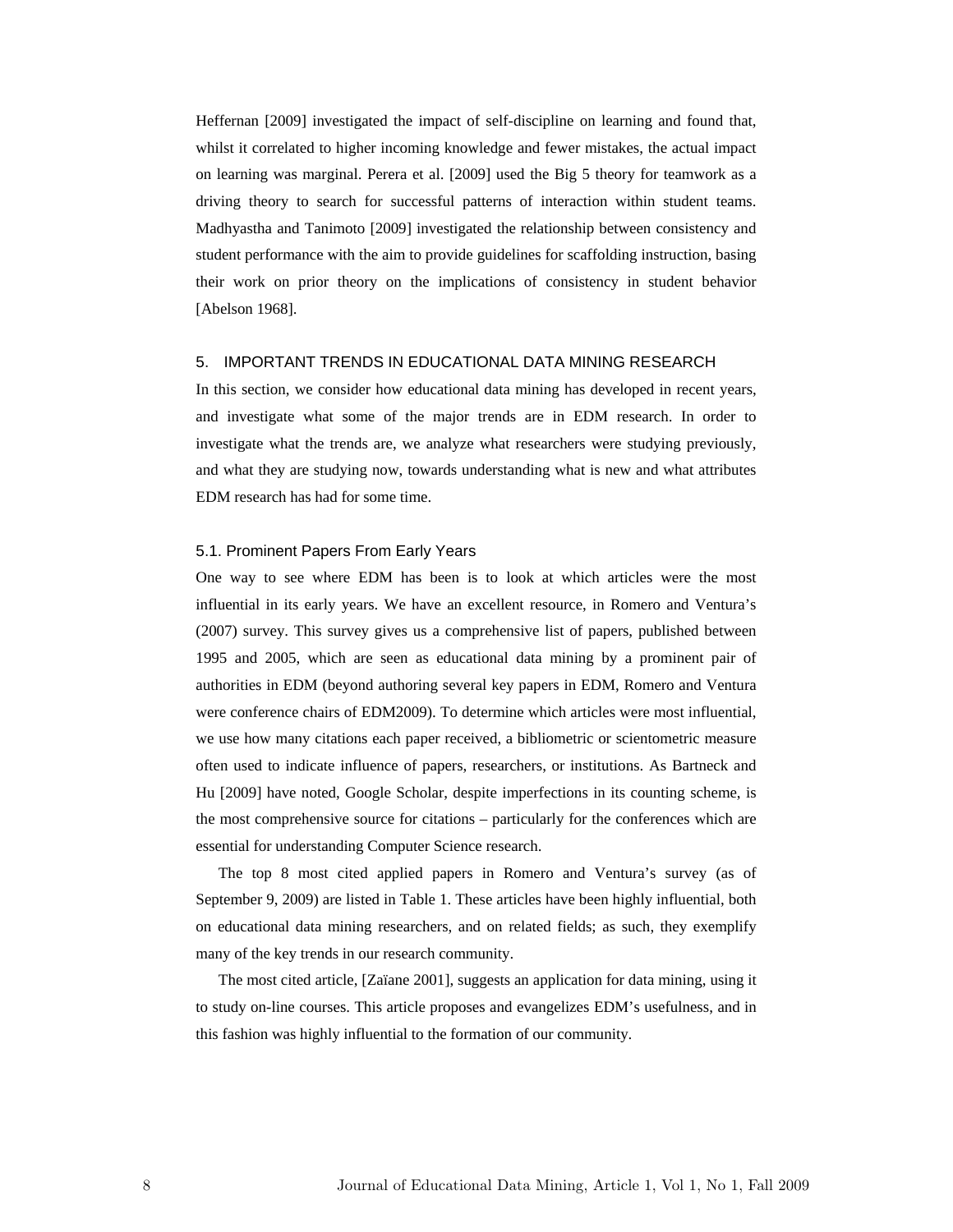Heffernan [2009] investigated the impact of self-discipline on learning and found that, whilst it correlated to higher incoming knowledge and fewer mistakes, the actual impact on learning was marginal. Perera et al. [2009] used the Big 5 theory for teamwork as a driving theory to search for successful patterns of interaction within student teams. Madhyastha and Tanimoto [2009] investigated the relationship between consistency and student performance with the aim to provide guidelines for scaffolding instruction, basing their work on prior theory on the implications of consistency in student behavior [Abelson 1968].

## 5. IMPORTANT TRENDS IN EDUCATIONAL DATA MINING RESEARCH

In this section, we consider how educational data mining has developed in recent years, and investigate what some of the major trends are in EDM research. In order to investigate what the trends are, we analyze what researchers were studying previously, and what they are studying now, towards understanding what is new and what attributes EDM research has had for some time.

### 5.1. Prominent Papers From Early Years

One way to see where EDM has been is to look at which articles were the most influential in its early years. We have an excellent resource, in Romero and Ventura's (2007) survey. This survey gives us a comprehensive list of papers, published between 1995 and 2005, which are seen as educational data mining by a prominent pair of authorities in EDM (beyond authoring several key papers in EDM, Romero and Ventura were conference chairs of EDM2009). To determine which articles were most influential, we use how many citations each paper received, a bibliometric or scientometric measure often used to indicate influence of papers, researchers, or institutions. As Bartneck and Hu [2009] have noted, Google Scholar, despite imperfections in its counting scheme, is the most comprehensive source for citations – particularly for the conferences which are essential for understanding Computer Science research.

The top 8 most cited applied papers in Romero and Ventura's survey (as of September 9, 2009) are listed in Table 1. These articles have been highly influential, both on educational data mining researchers, and on related fields; as such, they exemplify many of the key trends in our research community.

The most cited article, [Zaïane 2001], suggests an application for data mining, using it to study on-line courses. This article proposes and evangelizes EDM's usefulness, and in this fashion was highly influential to the formation of our community.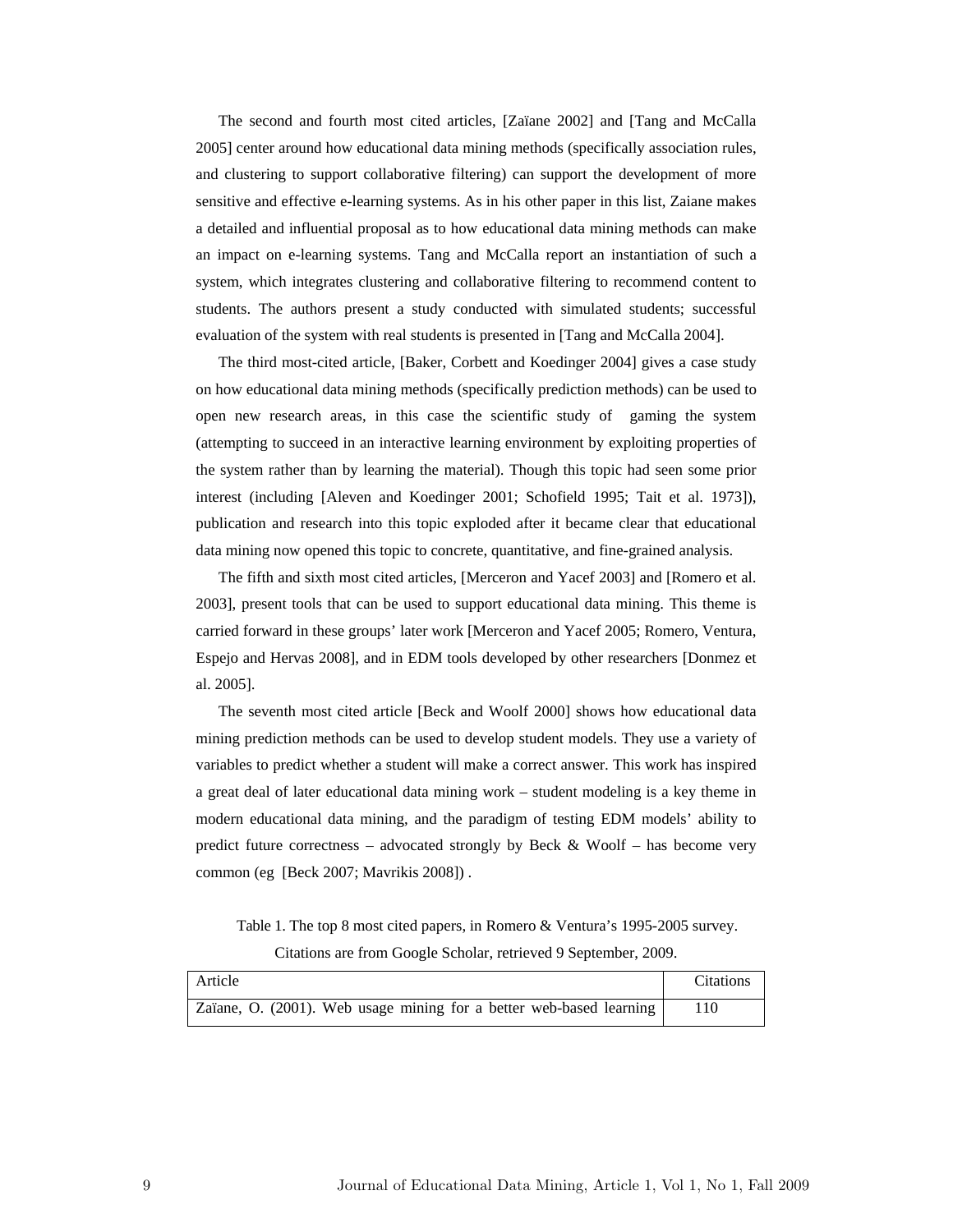The second and fourth most cited articles, [Zaïane 2002] and [Tang and McCalla 2005] center around how educational data mining methods (specifically association rules, and clustering to support collaborative filtering) can support the development of more sensitive and effective e-learning systems. As in his other paper in this list, Zaiane makes a detailed and influential proposal as to how educational data mining methods can make an impact on e-learning systems. Tang and McCalla report an instantiation of such a system, which integrates clustering and collaborative filtering to recommend content to students. The authors present a study conducted with simulated students; successful evaluation of the system with real students is presented in [Tang and McCalla 2004].

The third most-cited article, [Baker, Corbett and Koedinger 2004] gives a case study on how educational data mining methods (specifically prediction methods) can be used to open new research areas, in this case the scientific study of gaming the system (attempting to succeed in an interactive learning environment by exploiting properties of the system rather than by learning the material). Though this topic had seen some prior interest (including [Aleven and Koedinger 2001; Schofield 1995; Tait et al. 1973]), publication and research into this topic exploded after it became clear that educational data mining now opened this topic to concrete, quantitative, and fine-grained analysis.

The fifth and sixth most cited articles, [Merceron and Yacef 2003] and [Romero et al. 2003], present tools that can be used to support educational data mining. This theme is carried forward in these groups' later work [Merceron and Yacef 2005; Romero, Ventura, Espejo and Hervas 2008], and in EDM tools developed by other researchers [Donmez et al. 2005].

The seventh most cited article [Beck and Woolf 2000] shows how educational data mining prediction methods can be used to develop student models. They use a variety of variables to predict whether a student will make a correct answer. This work has inspired a great deal of later educational data mining work – student modeling is a key theme in modern educational data mining, and the paradigm of testing EDM models' ability to predict future correctness – advocated strongly by Beck & Woolf – has become very common (eg [Beck 2007; Mavrikis 2008]) .

Table 1. The top 8 most cited papers, in Romero & Ventura's 1995-2005 survey. Citations are from Google Scholar, retrieved 9 September, 2009.

| Article | Citations |
|---|---|
| Zaïane, O. (2001). Web usage mining for a better web-based learning | 110 |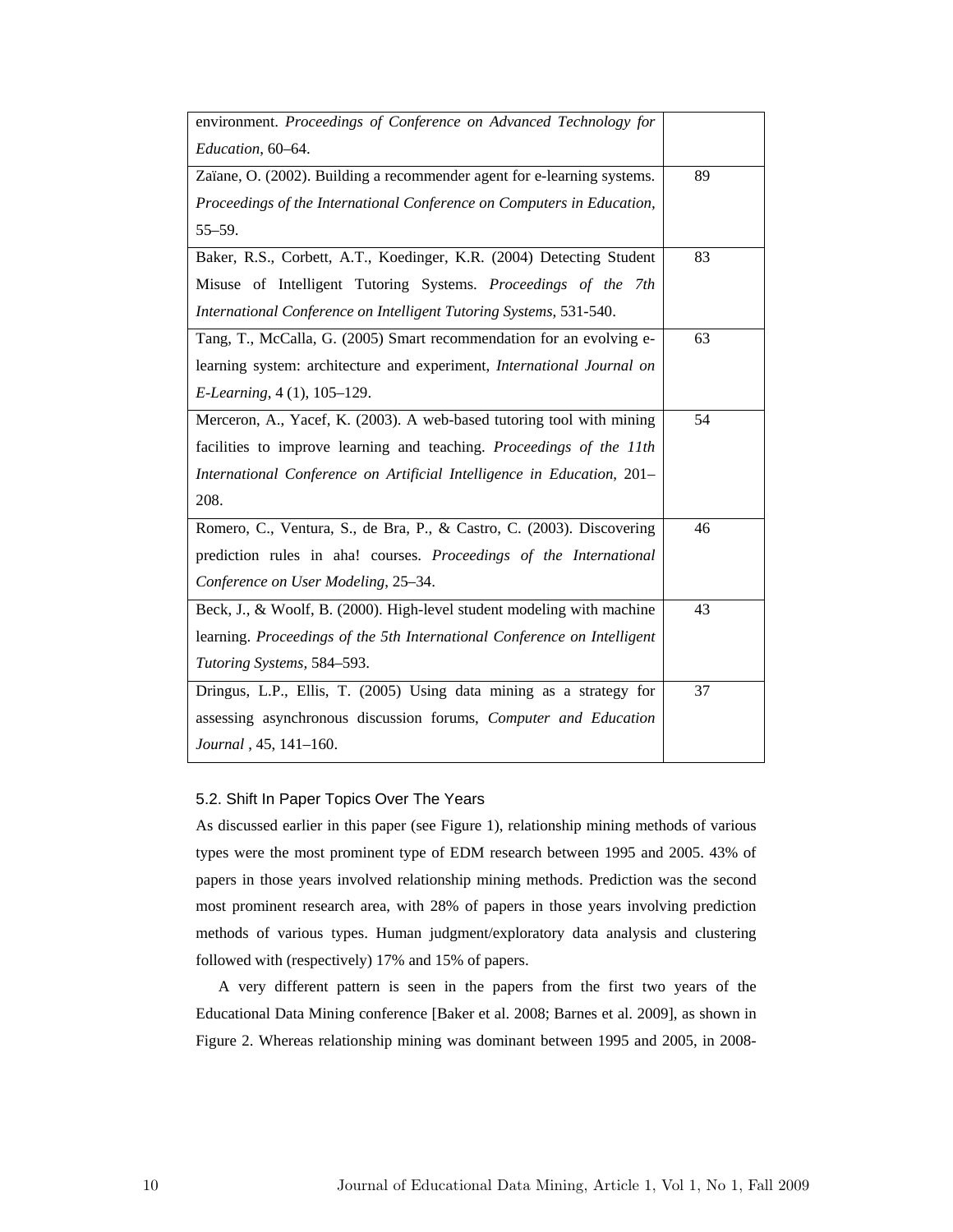| | |
|---|---|
| environment. *Proceedings of Conference on Advanced Technology for Education*, 60–64. | |
| Zaïane, O. (2002). Building a recommender agent for e-learning systems. *Proceedings of the International Conference on Computers in Education*, 55–59. | 89 |
| Baker, R.S., Corbett, A.T., Koedinger, K.R. (2004) Detecting Student Misuse of Intelligent Tutoring Systems. *Proceedings of the 7th International Conference on Intelligent Tutoring Systems*, 531-540. | 83 |
| Tang, T., McCalla, G. (2005) Smart recommendation for an evolving e-learning system: architecture and experiment, *International Journal on E-Learning*, 4 (1), 105–129. | 63 |
| Merceron, A., Yacef, K. (2003). A web-based tutoring tool with mining facilities to improve learning and teaching. *Proceedings of the 11th International Conference on Artificial Intelligence in Education*, 201–208. | 54 |
| Romero, C., Ventura, S., de Bra, P., & Castro, C. (2003). Discovering prediction rules in aha! courses. *Proceedings of the International Conference on User Modeling*, 25–34. | 46 |
| Beck, J., & Woolf, B. (2000). High-level student modeling with machine learning. *Proceedings of the 5th International Conference on Intelligent Tutoring Systems*, 584–593. | 43 |
| Dringus, L.P., Ellis, T. (2005) Using data mining as a strategy for assessing asynchronous discussion forums, *Computer and Education Journal* , 45, 141–160. | 37 |

### 5.2. Shift In Paper Topics Over The Years

As discussed earlier in this paper (see Figure 1), relationship mining methods of various types were the most prominent type of EDM research between 1995 and 2005. 43% of papers in those years involved relationship mining methods. Prediction was the second most prominent research area, with 28% of papers in those years involving prediction methods of various types. Human judgment/exploratory data analysis and clustering followed with (respectively) 17% and 15% of papers.

A very different pattern is seen in the papers from the first two years of the Educational Data Mining conference [Baker et al. 2008; Barnes et al. 2009], as shown in Figure 2. Whereas relationship mining was dominant between 1995 and 2005, in 2008-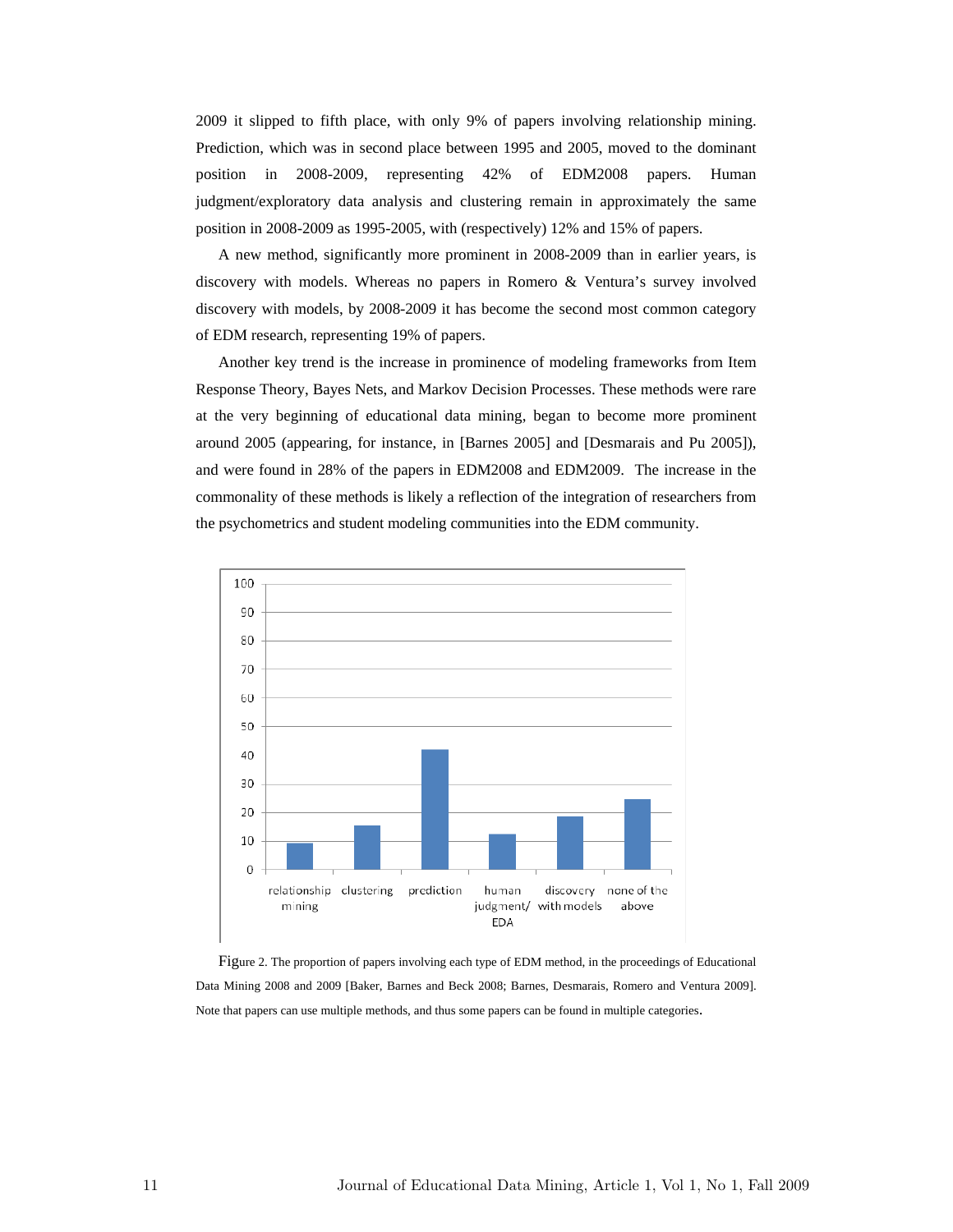2009 it slipped to fifth place, with only 9% of papers involving relationship mining. Prediction, which was in second place between 1995 and 2005, moved to the dominant position in 2008-2009, representing 42% of EDM2008 papers. Human judgment/exploratory data analysis and clustering remain in approximately the same position in 2008-2009 as 1995-2005, with (respectively) 12% and 15% of papers.

A new method, significantly more prominent in 2008-2009 than in earlier years, is discovery with models. Whereas no papers in Romero & Ventura's survey involved discovery with models, by 2008-2009 it has become the second most common category of EDM research, representing 19% of papers.

Another key trend is the increase in prominence of modeling frameworks from Item Response Theory, Bayes Nets, and Markov Decision Processes. These methods were rare at the very beginning of educational data mining, began to become more prominent around 2005 (appearing, for instance, in [Barnes 2005] and [Desmarais and Pu 2005]), and were found in 28% of the papers in EDM2008 and EDM2009. The increase in the commonality of these methods is likely a reflection of the integration of researchers from the psychometrics and student modeling communities into the EDM community.

Figure 2. The proportion of papers involving each type of EDM method, in the proceedings of Educational Data Mining 2008 and 2009 [Baker, Barnes and Beck 2008; Barnes, Desmarais, Romero and Ventura 2009]. Note that papers can use multiple methods, and thus some papers can be found in multiple categories.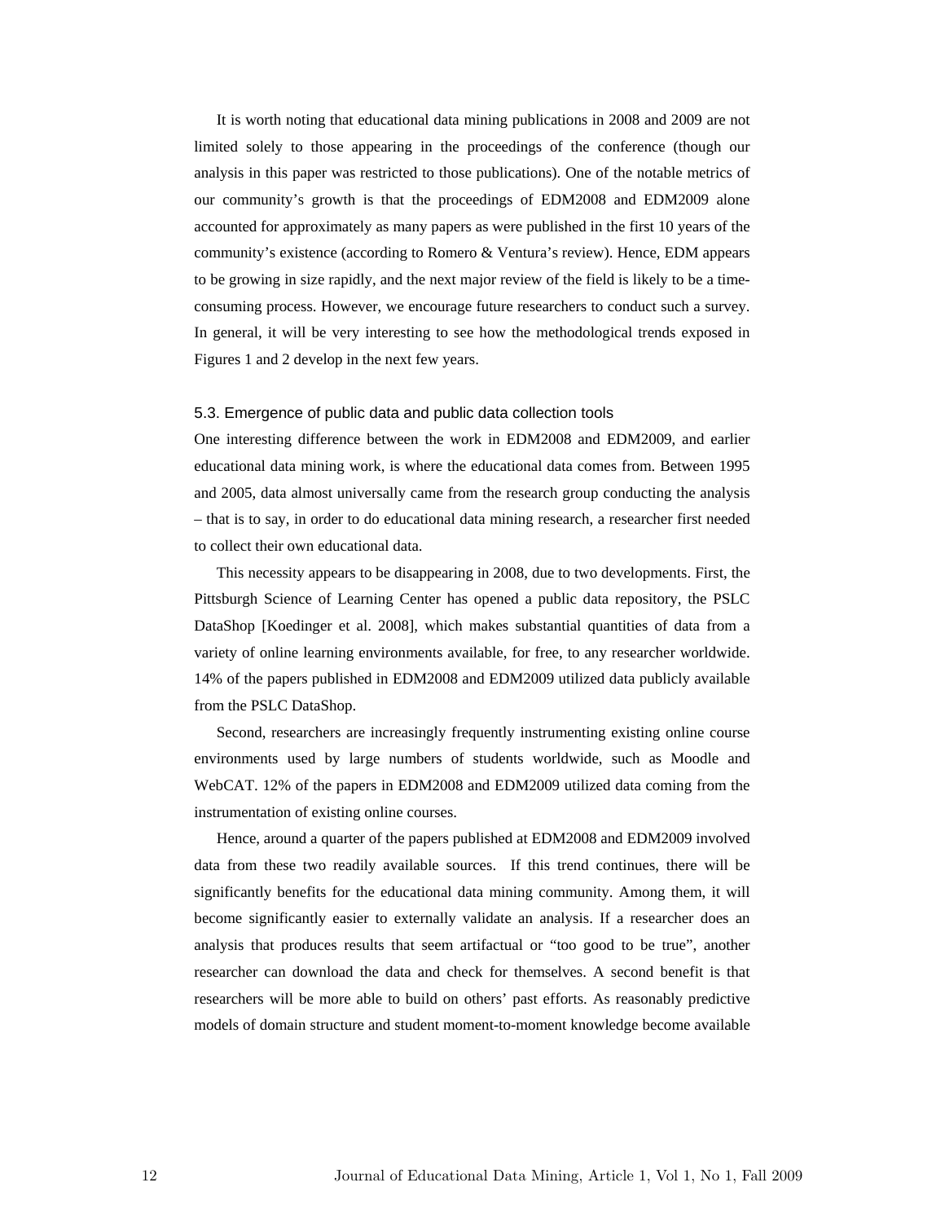It is worth noting that educational data mining publications in 2008 and 2009 are not limited solely to those appearing in the proceedings of the conference (though our analysis in this paper was restricted to those publications). One of the notable metrics of our community's growth is that the proceedings of EDM2008 and EDM2009 alone accounted for approximately as many papers as were published in the first 10 years of the community's existence (according to Romero & Ventura's review). Hence, EDM appears to be growing in size rapidly, and the next major review of the field is likely to be a time-consuming process. However, we encourage future researchers to conduct such a survey. In general, it will be very interesting to see how the methodological trends exposed in Figures 1 and 2 develop in the next few years.

### 5.3. Emergence of public data and public data collection tools

One interesting difference between the work in EDM2008 and EDM2009, and earlier educational data mining work, is where the educational data comes from. Between 1995 and 2005, data almost universally came from the research group conducting the analysis – that is to say, in order to do educational data mining research, a researcher first needed to collect their own educational data.

This necessity appears to be disappearing in 2008, due to two developments. First, the Pittsburgh Science of Learning Center has opened a public data repository, the PSLC DataShop [Koedinger et al. 2008], which makes substantial quantities of data from a variety of online learning environments available, for free, to any researcher worldwide. 14% of the papers published in EDM2008 and EDM2009 utilized data publicly available from the PSLC DataShop.

Second, researchers are increasingly frequently instrumenting existing online course environments used by large numbers of students worldwide, such as Moodle and WebCAT. 12% of the papers in EDM2008 and EDM2009 utilized data coming from the instrumentation of existing online courses.

Hence, around a quarter of the papers published at EDM2008 and EDM2009 involved data from these two readily available sources. If this trend continues, there will be significantly benefits for the educational data mining community. Among them, it will become significantly easier to externally validate an analysis. If a researcher does an analysis that produces results that seem artifactual or "too good to be true", another researcher can download the data and check for themselves. A second benefit is that researchers will be more able to build on others' past efforts. As reasonably predictive models of domain structure and student moment-to-moment knowledge become available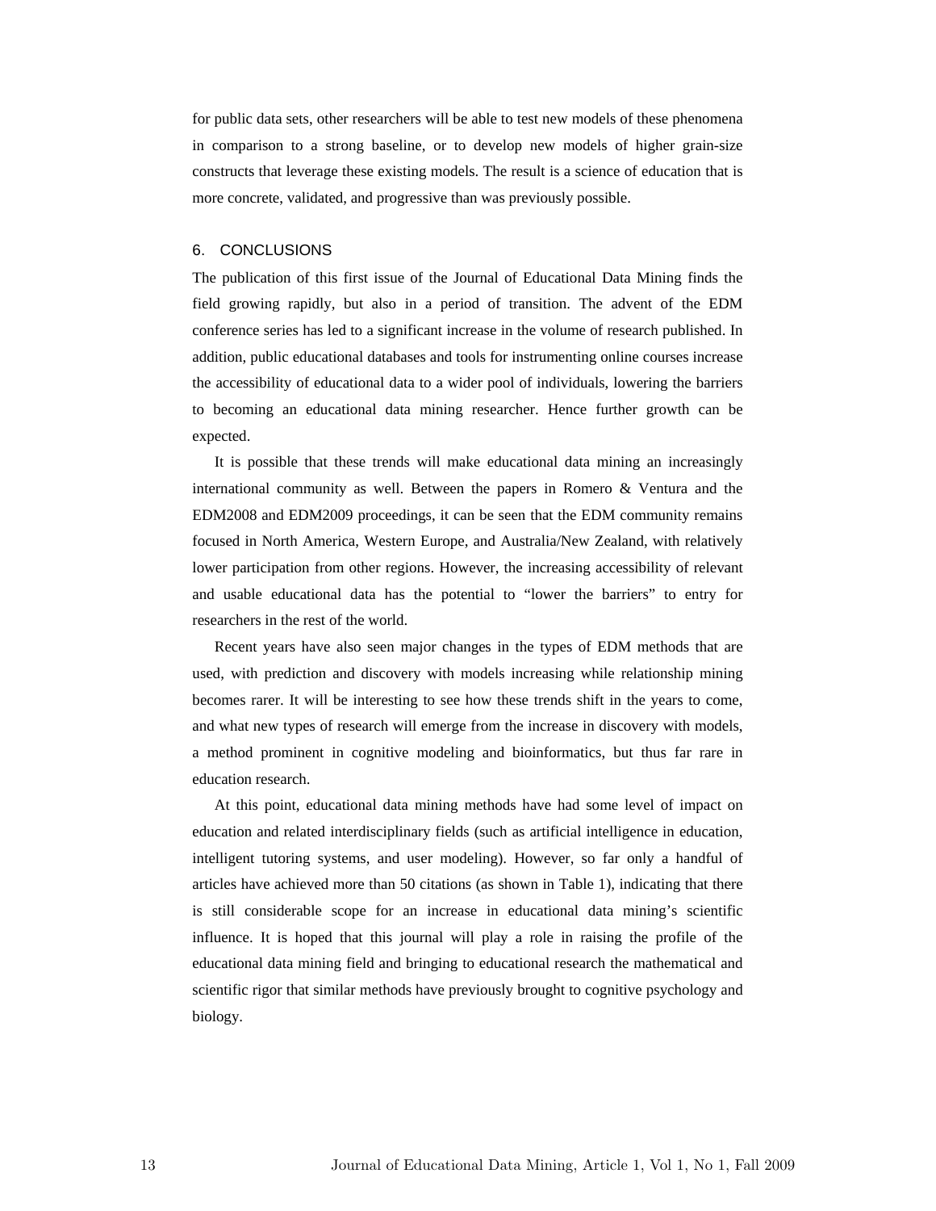for public data sets, other researchers will be able to test new models of these phenomena in comparison to a strong baseline, or to develop new models of higher grain-size constructs that leverage these existing models. The result is a science of education that is more concrete, validated, and progressive than was previously possible.

## 6. CONCLUSIONS

The publication of this first issue of the Journal of Educational Data Mining finds the field growing rapidly, but also in a period of transition. The advent of the EDM conference series has led to a significant increase in the volume of research published. In addition, public educational databases and tools for instrumenting online courses increase the accessibility of educational data to a wider pool of individuals, lowering the barriers to becoming an educational data mining researcher. Hence further growth can be expected.

It is possible that these trends will make educational data mining an increasingly international community as well. Between the papers in Romero & Ventura and the EDM2008 and EDM2009 proceedings, it can be seen that the EDM community remains focused in North America, Western Europe, and Australia/New Zealand, with relatively lower participation from other regions. However, the increasing accessibility of relevant and usable educational data has the potential to "lower the barriers" to entry for researchers in the rest of the world.

Recent years have also seen major changes in the types of EDM methods that are used, with prediction and discovery with models increasing while relationship mining becomes rarer. It will be interesting to see how these trends shift in the years to come, and what new types of research will emerge from the increase in discovery with models, a method prominent in cognitive modeling and bioinformatics, but thus far rare in education research.

At this point, educational data mining methods have had some level of impact on education and related interdisciplinary fields (such as artificial intelligence in education, intelligent tutoring systems, and user modeling). However, so far only a handful of articles have achieved more than 50 citations (as shown in Table 1), indicating that there is still considerable scope for an increase in educational data mining's scientific influence. It is hoped that this journal will play a role in raising the profile of the educational data mining field and bringing to educational research the mathematical and scientific rigor that similar methods have previously brought to cognitive psychology and biology.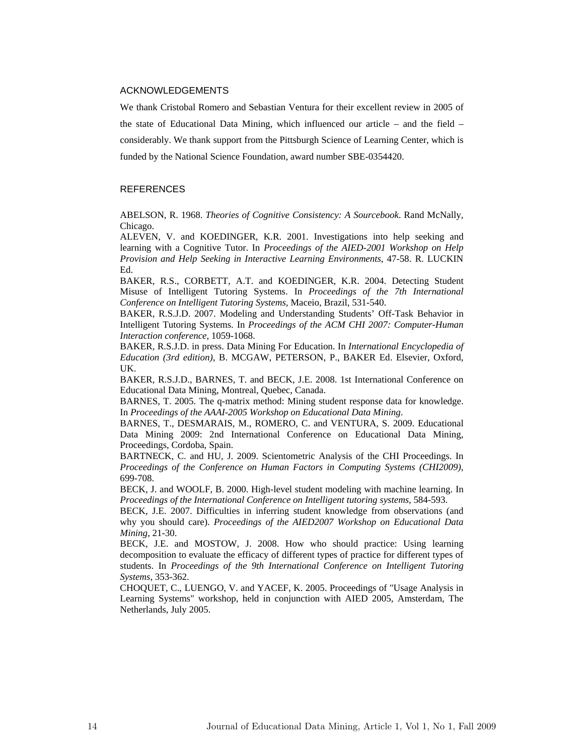## ACKNOWLEDGEMENTS

We thank Cristobal Romero and Sebastian Ventura for their excellent review in 2005 of the state of Educational Data Mining, which influenced our article – and the field – considerably. We thank support from the Pittsburgh Science of Learning Center, which is funded by the National Science Foundation, award number SBE-0354420.

## REFERENCES

ABELSON, R. 1968. *Theories of Cognitive Consistency: A Sourcebook*. Rand McNally, Chicago.

ALEVEN, V. and KOEDINGER, K.R. 2001. Investigations into help seeking and learning with a Cognitive Tutor. In *Proceedings of the AIED-2001 Workshop on Help Provision and Help Seeking in Interactive Learning Environments*, 47-58. R. LUCKIN Ed.

BAKER, R.S., CORBETT, A.T. and KOEDINGER, K.R. 2004. Detecting Student Misuse of Intelligent Tutoring Systems. In *Proceedings of the 7th International Conference on Intelligent Tutoring Systems*, Maceio, Brazil, 531-540.

BAKER, R.S.J.D. 2007. Modeling and Understanding Students' Off-Task Behavior in Intelligent Tutoring Systems. In *Proceedings of the ACM CHI 2007: Computer-Human Interaction conference*, 1059-1068.

BAKER, R.S.J.D. in press. Data Mining For Education. In *International Encyclopedia of Education (3rd edition)*, B. MCGAW, PETERSON, P., BAKER Ed. Elsevier, Oxford, UK.

BAKER, R.S.J.D., BARNES, T. and BECK, J.E. 2008. 1st International Conference on Educational Data Mining, Montreal, Quebec, Canada.

BARNES, T. 2005. The q-matrix method: Mining student response data for knowledge. In *Proceedings of the AAAI-2005 Workshop on Educational Data Mining*.

BARNES, T., DESMARAIS, M., ROMERO, C. and VENTURA, S. 2009. Educational Data Mining 2009: 2nd International Conference on Educational Data Mining, Proceedings, Cordoba, Spain.

BARTNECK, C. and HU, J. 2009. Scientometric Analysis of the CHI Proceedings. In *Proceedings of the Conference on Human Factors in Computing Systems (CHI2009)*, 699-708.

BECK, J. and WOOLF, B. 2000. High-level student modeling with machine learning. In *Proceedings of the International Conference on Intelligent tutoring systems*, 584-593.

BECK, J.E. 2007. Difficulties in inferring student knowledge from observations (and why you should care). *Proceedings of the AIED2007 Workshop on Educational Data Mining*, 21-30.

BECK, J.E. and MOSTOW, J. 2008. How who should practice: Using learning decomposition to evaluate the efficacy of different types of practice for different types of students. In *Proceedings of the 9th International Conference on Intelligent Tutoring Systems*, 353-362.

CHOQUET, C., LUENGO, V. and YACEF, K. 2005. Proceedings of "Usage Analysis in Learning Systems" workshop, held in conjunction with AIED 2005, Amsterdam, The Netherlands, July 2005.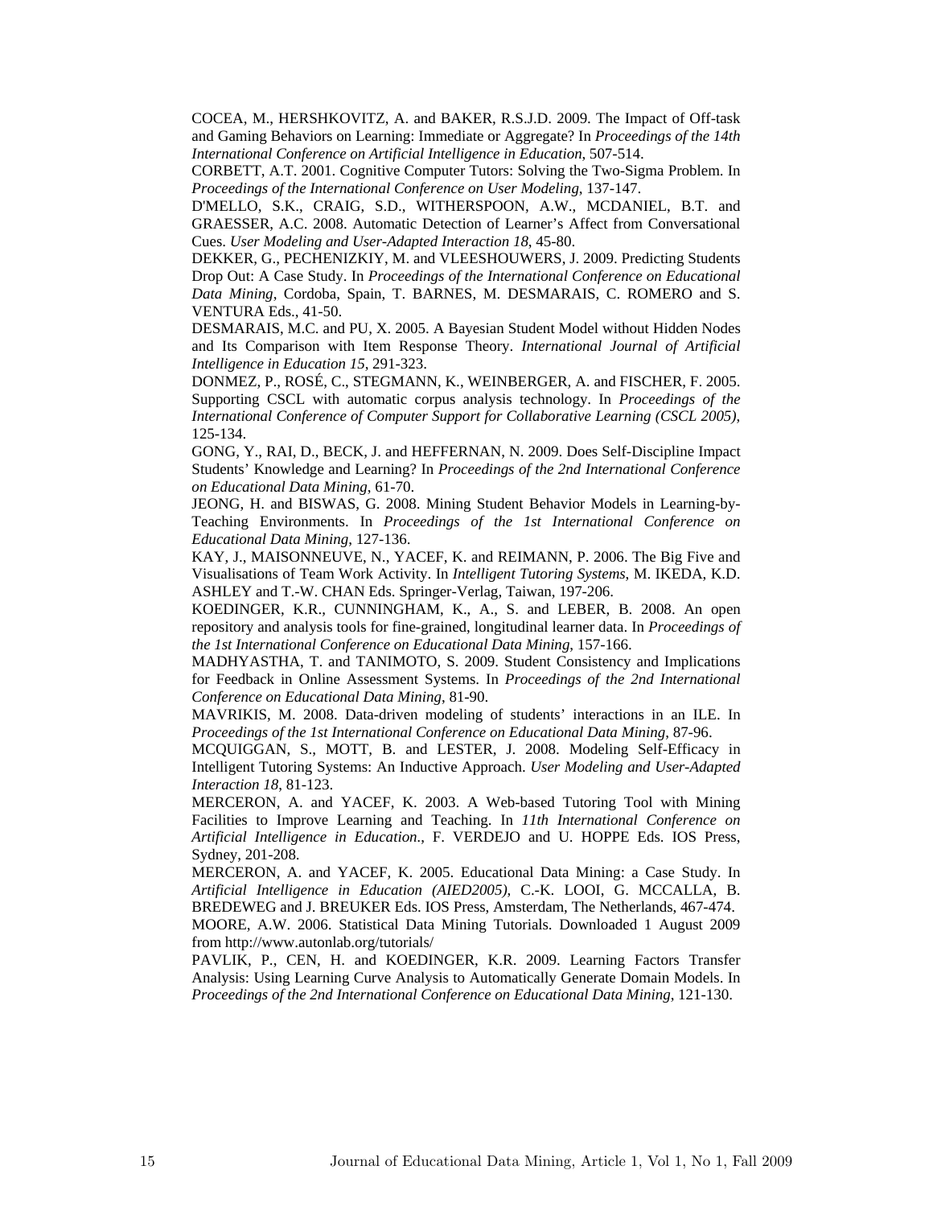COCEA, M., HERSHKOVITZ, A. and BAKER, R.S.J.D. 2009. The Impact of Off-task and Gaming Behaviors on Learning: Immediate or Aggregate? In *Proceedings of the 14th International Conference on Artificial Intelligence in Education*, 507-514.

CORBETT, A.T. 2001. Cognitive Computer Tutors: Solving the Two-Sigma Problem. In *Proceedings of the International Conference on User Modeling*, 137-147.

D'MELLO, S.K., CRAIG, S.D., WITHERSPOON, A.W., MCDANIEL, B.T. and GRAESSER, A.C. 2008. Automatic Detection of Learner's Affect from Conversational Cues. *User Modeling and User-Adapted Interaction 18*, 45-80.

DEKKER, G., PECHENIZKIY, M. and VLEESHOUWERS, J. 2009. Predicting Students Drop Out: A Case Study. In *Proceedings of the International Conference on Educational Data Mining*, Cordoba, Spain, T. BARNES, M. DESMARAIS, C. ROMERO and S. VENTURA Eds., 41-50.

DESMARAIS, M.C. and PU, X. 2005. A Bayesian Student Model without Hidden Nodes and Its Comparison with Item Response Theory. *International Journal of Artificial Intelligence in Education 15*, 291-323.

DONMEZ, P., ROSÉ, C., STEGMANN, K., WEINBERGER, A. and FISCHER, F. 2005. Supporting CSCL with automatic corpus analysis technology. In *Proceedings of the International Conference of Computer Support for Collaborative Learning (CSCL 2005)*, 125-134.

GONG, Y., RAI, D., BECK, J. and HEFFERNAN, N. 2009. Does Self-Discipline Impact Students' Knowledge and Learning? In *Proceedings of the 2nd International Conference on Educational Data Mining*, 61-70.

JEONG, H. and BISWAS, G. 2008. Mining Student Behavior Models in Learning-by-Teaching Environments. In *Proceedings of the 1st International Conference on Educational Data Mining*, 127-136.

KAY, J., MAISONNEUVE, N., YACEF, K. and REIMANN, P. 2006. The Big Five and Visualisations of Team Work Activity. In *Intelligent Tutoring Systems*, M. IKEDA, K.D. ASHLEY and T.-W. CHAN Eds. Springer-Verlag, Taiwan, 197-206.

KOEDINGER, K.R., CUNNINGHAM, K., A., S. and LEBER, B. 2008. An open repository and analysis tools for fine-grained, longitudinal learner data. In *Proceedings of the 1st International Conference on Educational Data Mining*, 157-166.

MADHYASTHA, T. and TANIMOTO, S. 2009. Student Consistency and Implications for Feedback in Online Assessment Systems. In *Proceedings of the 2nd International Conference on Educational Data Mining*, 81-90.

MAVRIKIS, M. 2008. Data-driven modeling of students' interactions in an ILE. In *Proceedings of the 1st International Conference on Educational Data Mining*, 87-96.

MCQUIGGAN, S., MOTT, B. and LESTER, J. 2008. Modeling Self-Efficacy in Intelligent Tutoring Systems: An Inductive Approach. *User Modeling and User-Adapted Interaction 18*, 81-123.

MERCERON, A. and YACEF, K. 2003. A Web-based Tutoring Tool with Mining Facilities to Improve Learning and Teaching. In *11th International Conference on Artificial Intelligence in Education.*, F. VERDEJO and U. HOPPE Eds. IOS Press, Sydney, 201-208.

MERCERON, A. and YACEF, K. 2005. Educational Data Mining: a Case Study. In *Artificial Intelligence in Education (AIED2005)*, C.-K. LOOI, G. MCCALLA, B. BREDEWEG and J. BREUKER Eds. IOS Press, Amsterdam, The Netherlands, 467-474.

MOORE, A.W. 2006. Statistical Data Mining Tutorials. Downloaded 1 August 2009 from http://www.autonlab.org/tutorials/

PAVLIK, P., CEN, H. and KOEDINGER, K.R. 2009. Learning Factors Transfer Analysis: Using Learning Curve Analysis to Automatically Generate Domain Models. In *Proceedings of the 2nd International Conference on Educational Data Mining*, 121-130.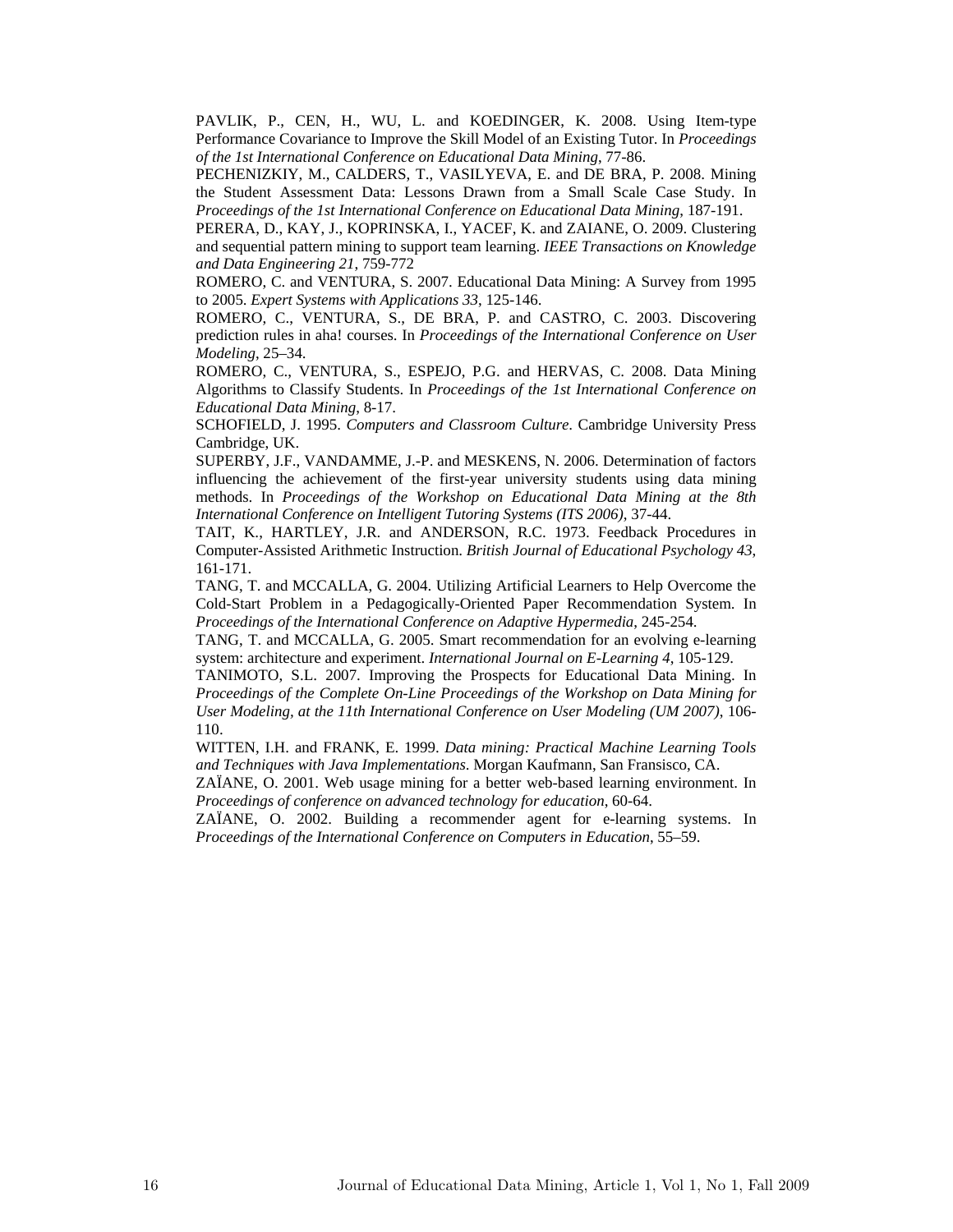PAVLIK, P., CEN, H., WU, L. and KOEDINGER, K. 2008. Using Item-type Performance Covariance to Improve the Skill Model of an Existing Tutor. In *Proceedings of the 1st International Conference on Educational Data Mining*, 77-86.

PECHENIZKIY, M., CALDERS, T., VASILYEVA, E. and DE BRA, P. 2008. Mining the Student Assessment Data: Lessons Drawn from a Small Scale Case Study. In *Proceedings of the 1st International Conference on Educational Data Mining*, 187-191.

PERERA, D., KAY, J., KOPRINSKA, I., YACEF, K. and ZAIANE, O. 2009. Clustering and sequential pattern mining to support team learning. *IEEE Transactions on Knowledge and Data Engineering 21*, 759-772

ROMERO, C. and VENTURA, S. 2007. Educational Data Mining: A Survey from 1995 to 2005. *Expert Systems with Applications 33*, 125-146.

ROMERO, C., VENTURA, S., DE BRA, P. and CASTRO, C. 2003. Discovering prediction rules in aha! courses. In *Proceedings of the International Conference on User Modeling*, 25–34.

ROMERO, C., VENTURA, S., ESPEJO, P.G. and HERVAS, C. 2008. Data Mining Algorithms to Classify Students. In *Proceedings of the 1st International Conference on Educational Data Mining*, 8-17.

SCHOFIELD, J. 1995. *Computers and Classroom Culture*. Cambridge University Press Cambridge, UK.

SUPERBY, J.F., VANDAMME, J.-P. and MESKENS, N. 2006. Determination of factors influencing the achievement of the first-year university students using data mining methods. In *Proceedings of the Workshop on Educational Data Mining at the 8th International Conference on Intelligent Tutoring Systems (ITS 2006)*, 37-44.

TAIT, K., HARTLEY, J.R. and ANDERSON, R.C. 1973. Feedback Procedures in Computer-Assisted Arithmetic Instruction. *British Journal of Educational Psychology 43*, 161-171.

TANG, T. and MCCALLA, G. 2004. Utilizing Artificial Learners to Help Overcome the Cold-Start Problem in a Pedagogically-Oriented Paper Recommendation System. In *Proceedings of the International Conference on Adaptive Hypermedia*, 245-254.

TANG, T. and MCCALLA, G. 2005. Smart recommendation for an evolving e-learning system: architecture and experiment. *International Journal on E-Learning 4*, 105-129.

TANIMOTO, S.L. 2007. Improving the Prospects for Educational Data Mining. In *Proceedings of the Complete On-Line Proceedings of the Workshop on Data Mining for User Modeling, at the 11th International Conference on User Modeling (UM 2007)*, 106-110.

WITTEN, I.H. and FRANK, E. 1999. *Data mining: Practical Machine Learning Tools and Techniques with Java Implementations*. Morgan Kaufmann, San Fransisco, CA.

ZAÏANE, O. 2001. Web usage mining for a better web-based learning environment. In *Proceedings of conference on advanced technology for education*, 60-64.

ZAÏANE, O. 2002. Building a recommender agent for e-learning systems. In *Proceedings of the International Conference on Computers in Education*, 55–59.